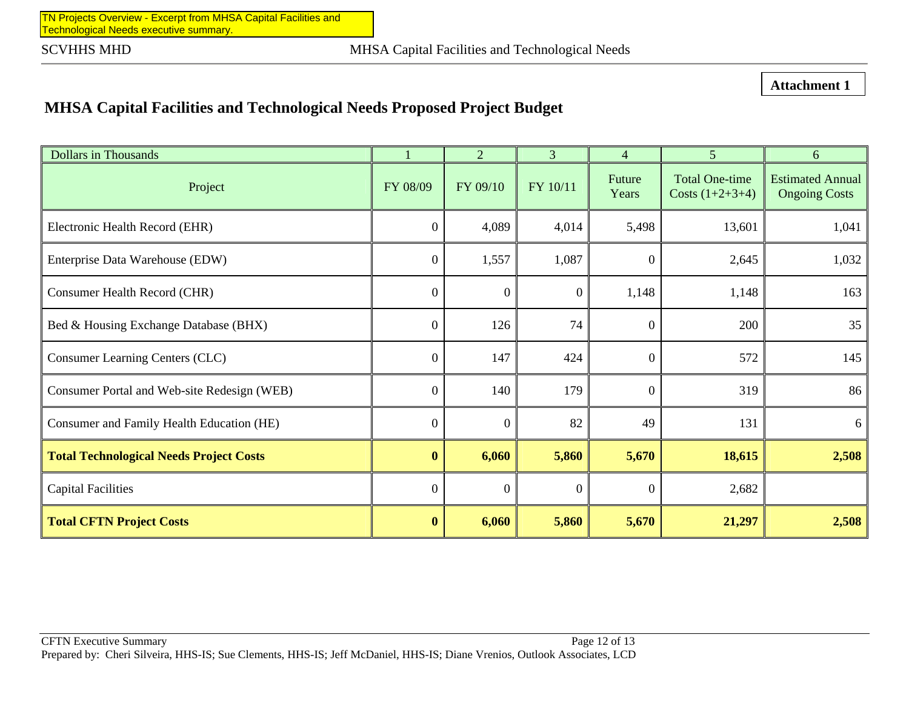TN Projects Overview - Excerpt from MHSA Capital Facilities and Technological Needs executive summary.

SCVHHS MHD

MHSA Capital Facilities and Technological Needs

**Attachment 1**

## MHSA Capital Facilities and Technological Needs Proposed Project Budget

| Dollars in Thousands | 1 | 2 | 3 | 4 | 5 | 6 |
|---|---|---|---|---|---|---|
| Project | FY 08/09 | FY 09/10 | FY 10/11 | Future Years | Total One-time Costs (1+2+3+4) | Estimated Annual Ongoing Costs |
| Electronic Health Record (EHR) | 0 | 4,089 | 4,014 | 5,498 | 13,601 | 1,041 |
| Enterprise Data Warehouse (EDW) | 0 | 1,557 | 1,087 | 0 | 2,645 | 1,032 |
| Consumer Health Record (CHR) | 0 | 0 | 0 | 1,148 | 1,148 | 163 |
| Bed & Housing Exchange Database (BHX) | 0 | 126 | 74 | 0 | 200 | 35 |
| Consumer Learning Centers (CLC) | 0 | 147 | 424 | 0 | 572 | 145 |
| Consumer Portal and Web-site Redesign (WEB) | 0 | 140 | 179 | 0 | 319 | 86 |
| Consumer and Family Health Education (HE) | 0 | 0 | 82 | 49 | 131 | 6 |
| **Total Technological Needs Project Costs** | **0** | **6,060** | **5,860** | **5,670** | **18,615** | **2,508** |
| Capital Facilities | 0 | 0 | 0 | 0 | 2,682 | |
| **Total CFTN Project Costs** | **0** | **6,060** | **5,860** | **5,670** | **21,297** | **2,508** |

CFTN Executive Summary

Prepared by: Cheri Silveira, HHS-IS; Sue Clements, HHS-IS; Jeff McDaniel, HHS-IS; Diane Vrenios, Outlook Associates, LCD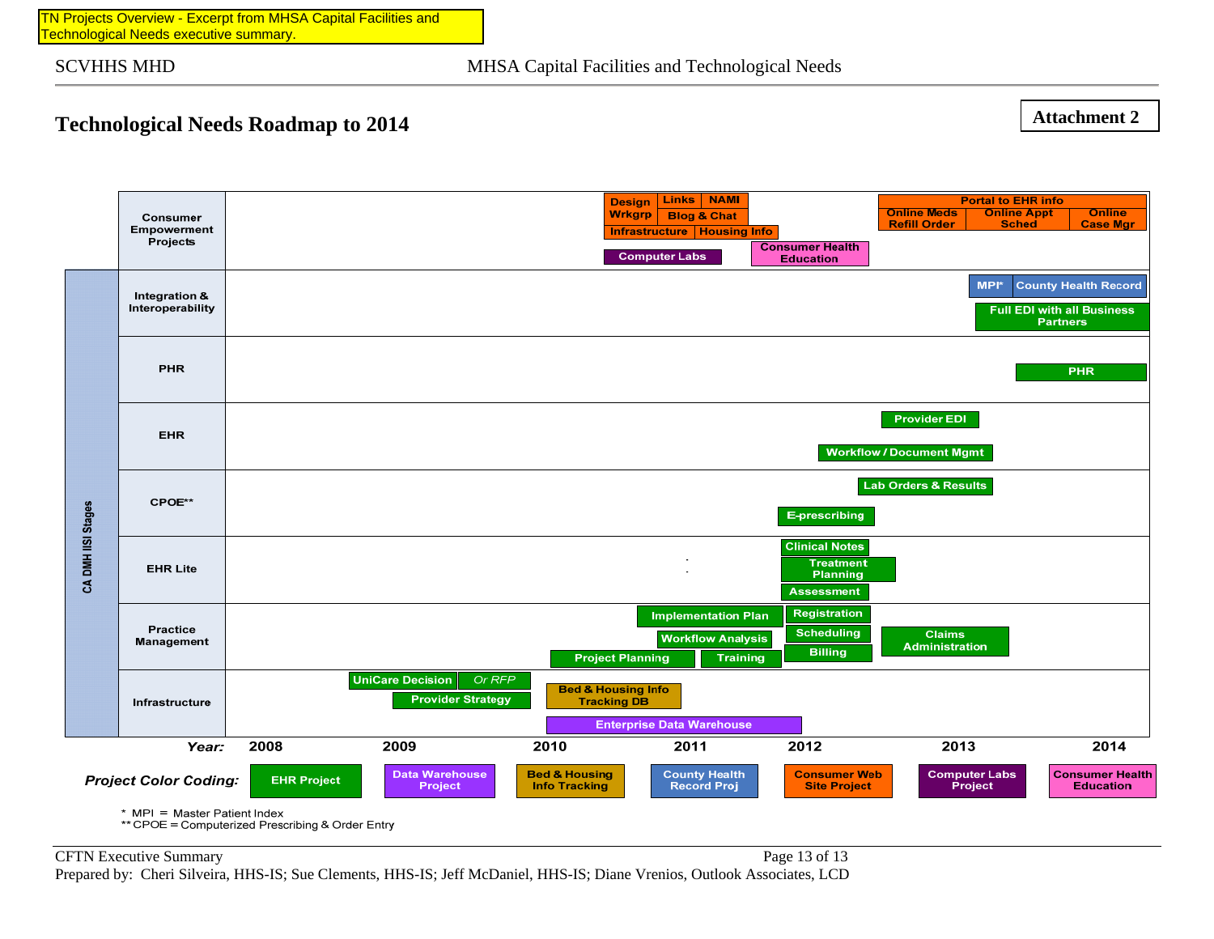TN Projects Overview - Excerpt from MHSA Capital Facilities and Technological Needs executive summary.

SCVHHS MHD

MHSA Capital Facilities and Technological Needs

## Technological Needs Roadmap to 2014

**Attachment 2**

CA DMH IISI Stages

Consumer Empowerment Projects
Design Wrkgrp
Links
NAMI
Blog & Chat
Infrastructure
Housing Info
Computer Labs
Consumer Health Education
Portal to EHR info
Online Meds Refill Order
Online Appt Sched
Online Case Mgr

Integration & Interoperability
MPI*
County Health Record
Full EDI with all Business Partners

PHR
PHR

EHR
Provider EDI
Workflow / Document Mgmt

CPOE**
Lab Orders & Results
E-prescribing

EHR Lite
Clinical Notes
Treatment Planning
Assessment

Practice Management
Implementation Plan
Registration
Workflow Analysis
Scheduling
Claims Administration
Project Planning
Training
Billing

Infrastructure
UniCare Decision
Or RFP
Provider Strategy
Bed & Housing Info Tracking DB
Enterprise Data Warehouse

Year: 2008 2009 2010 2011 2012 2013 2014

Project Color Coding: EHR Project; Data Warehouse Project; Bed & Housing Info Tracking; County Health Record Proj; Consumer Web Site Project; Computer Labs Project; Consumer Health Education

\* MPI = Master Patient Index
\*\* CPOE = Computerized Prescribing & Order Entry

CFTN Executive Summary

Prepared by: Cheri Silveira, HHS-IS; Sue Clements, HHS-IS; Jeff McDaniel, HHS-IS; Diane Vrenios, Outlook Associates, LCD